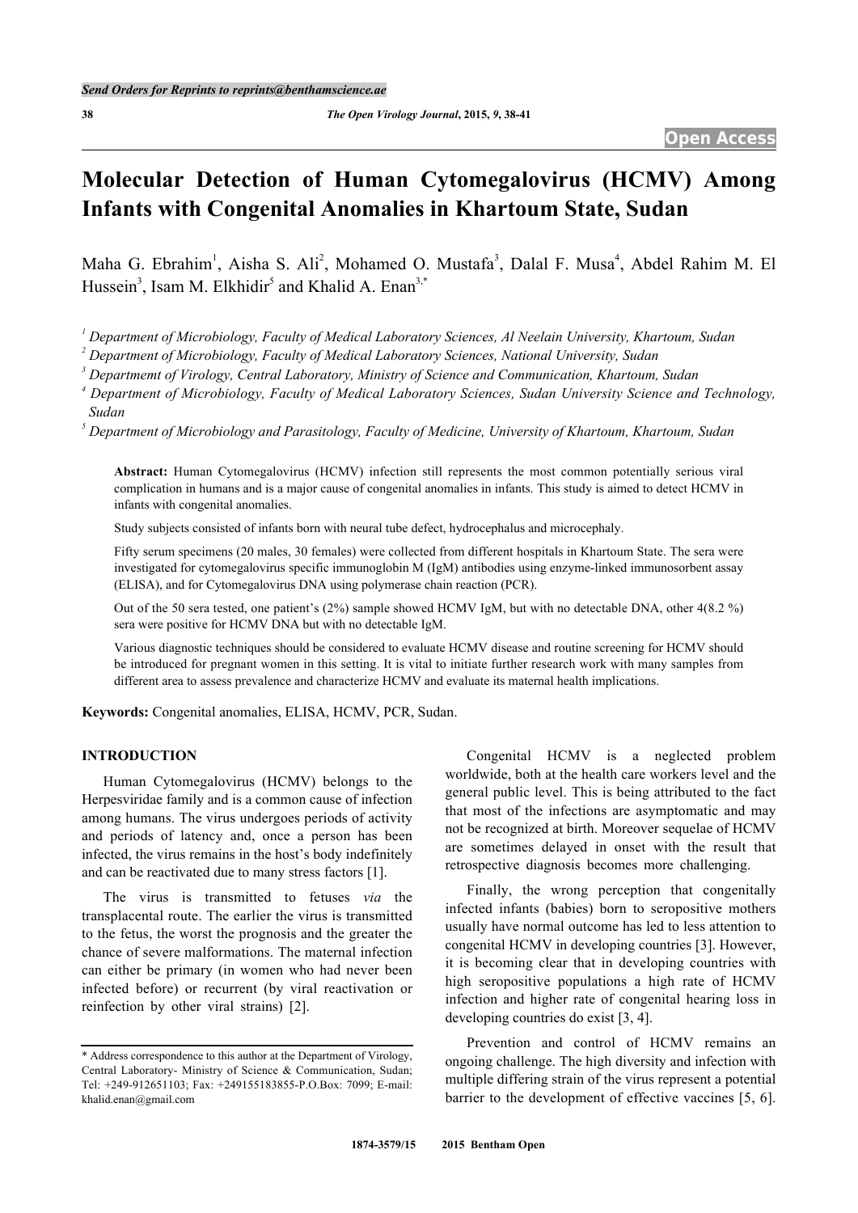# Molecular Detection of Human Cytomegalovirus (HCMV) Among Infants with Congenital Anomalies in Khartoum State, Sudan

Maha G. Ebrahim[1], Aisha S. Ali[2], Mohamed O. Mustafa[3], Dalal F. Musa[4], Abdel Rahim M. El Hussein[3], Isam M. Elkhidir[5] and Khalid A. Enan[3,*]

[1] Department of Microbiology, Faculty of Medical Laboratory Sciences, Al Neelain University, Khartoum, Sudan

[2] Department of Microbiology, Faculty of Medical Laboratory Sciences, National University, Sudan

[3] Departmemt of Virology, Central Laboratory, Ministry of Science and Communication, Khartoum, Sudan

[4] Department of Microbiology, Faculty of Medical Laboratory Sciences, Sudan University Science and Technology, Sudan

[5] Department of Microbiology and Parasitology, Faculty of Medicine, University of Khartoum, Khartoum, Sudan

**Abstract:** Human Cytomegalovirus (HCMV) infection still represents the most common potentially serious viral complication in humans and is a major cause of congenital anomalies in infants. This study is aimed to detect HCMV in infants with congenital anomalies.

Study subjects consisted of infants born with neural tube defect, hydrocephalus and microcephaly.

Fifty serum specimens (20 males, 30 females) were collected from different hospitals in Khartoum State. The sera were investigated for cytomegalovirus specific immunoglobin M (IgM) antibodies using enzyme-linked immunosorbent assay (ELISA), and for Cytomegalovirus DNA using polymerase chain reaction (PCR).

Out of the 50 sera tested, one patient's (2%) sample showed HCMV IgM, but with no detectable DNA, other 4(8.2 %) sera were positive for HCMV DNA but with no detectable IgM.

Various diagnostic techniques should be considered to evaluate HCMV disease and routine screening for HCMV should be introduced for pregnant women in this setting. It is vital to initiate further research work with many samples from different area to assess prevalence and characterize HCMV and evaluate its maternal health implications.

**Keywords:** Congenital anomalies, ELISA, HCMV, PCR, Sudan.

## INTRODUCTION

Human Cytomegalovirus (HCMV) belongs to the Herpesviridae family and is a common cause of infection among humans. The virus undergoes periods of activity and periods of latency and, once a person has been infected, the virus remains in the host's body indefinitely and can be reactivated due to many stress factors [1].

The virus is transmitted to fetuses *via* the transplacental route. The earlier the virus is transmitted to the fetus, the worst the prognosis and the greater the chance of severe malformations. The maternal infection can either be primary (in women who had never been infected before) or recurrent (by viral reactivation or reinfection by other viral strains) [2].

Congenital HCMV is a neglected problem worldwide, both at the health care workers level and the general public level. This is being attributed to the fact that most of the infections are asymptomatic and may not be recognized at birth. Moreover sequelae of HCMV are sometimes delayed in onset with the result that retrospective diagnosis becomes more challenging.

Finally, the wrong perception that congenitally infected infants (babies) born to seropositive mothers usually have normal outcome has led to less attention to congenital HCMV in developing countries [3]. However, it is becoming clear that in developing countries with high seropositive populations a high rate of HCMV infection and higher rate of congenital hearing loss in developing countries do exist [3, 4].

Prevention and control of HCMV remains an ongoing challenge. The high diversity and infection with multiple differing strain of the virus represent a potential barrier to the development of effective vaccines [5, 6].

* Address correspondence to this author at the Department of Virology, Central Laboratory- Ministry of Science & Communication, Sudan; Tel: +249-912651103; Fax: +249155183855-P.O.Box: 7099; E-mail: khalid.enan@gmail.com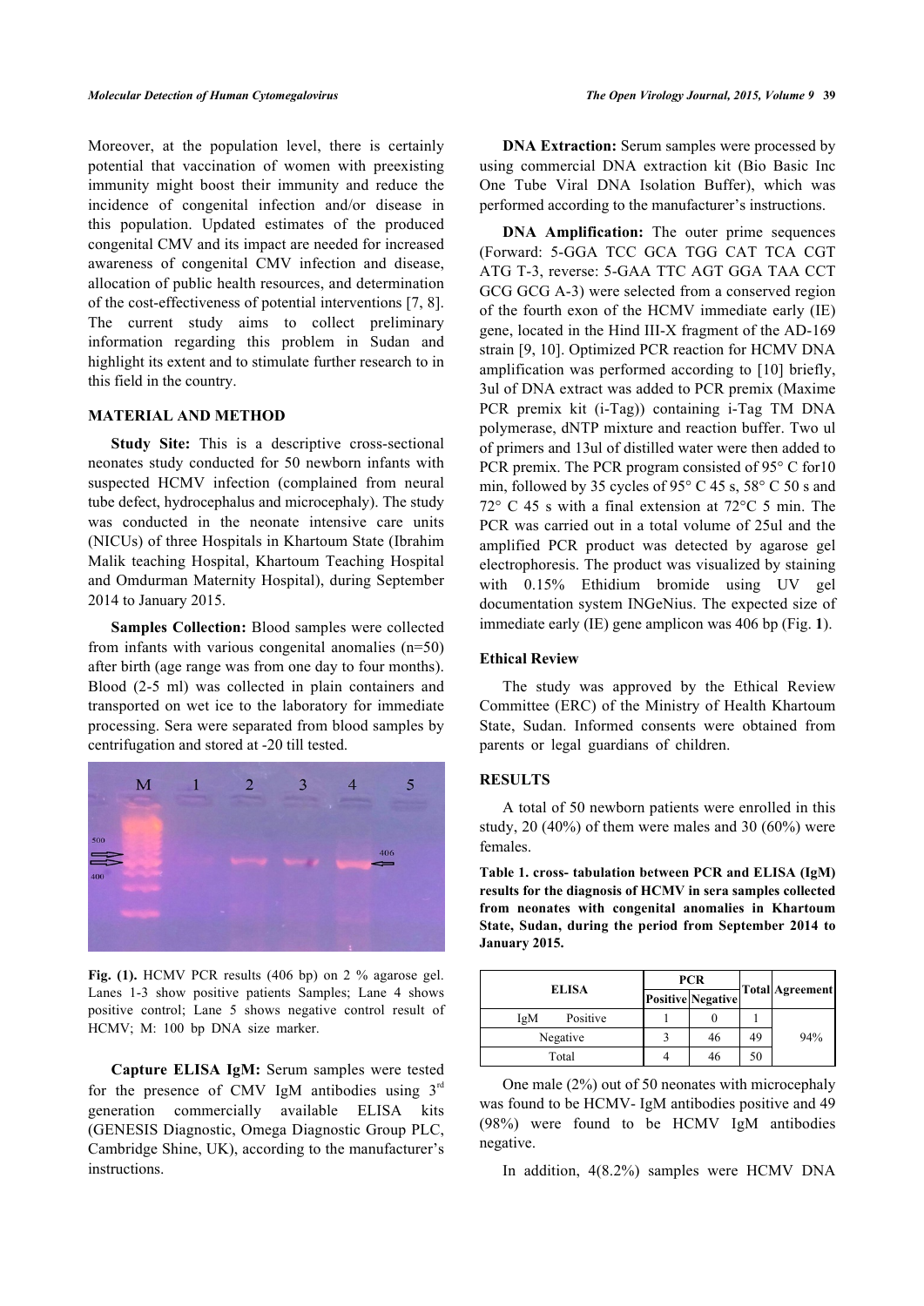Moreover, at the population level, there is certainly potential that vaccination of women with preexisting immunity might boost their immunity and reduce the incidence of congenital infection and/or disease in this population. Updated estimates of the produced congenital CMV and its impact are needed for increased awareness of congenital CMV infection and disease, allocation of public health resources, and determination of the cost-effectiveness of potential interventions [7, 8]. The current study aims to collect preliminary information regarding this problem in Sudan and highlight its extent and to stimulate further research to in this field in the country.

## MATERIAL AND METHOD

**Study Site:** This is a descriptive cross-sectional neonates study conducted for 50 newborn infants with suspected HCMV infection (complained from neural tube defect, hydrocephalus and microcephaly). The study was conducted in the neonate intensive care units (NICUs) of three Hospitals in Khartoum State (Ibrahim Malik teaching Hospital, Khartoum Teaching Hospital and Omdurman Maternity Hospital), during September 2014 to January 2015.

**Samples Collection:** Blood samples were collected from infants with various congenital anomalies (n=50) after birth (age range was from one day to four months). Blood (2-5 ml) was collected in plain containers and transported on wet ice to the laboratory for immediate processing. Sera were separated from blood samples by centrifugation and stored at -20 till tested.

**Fig. (1).** HCMV PCR results (406 bp) on 2 % agarose gel. Lanes 1-3 show positive patients Samples; Lane 4 shows positive control; Lane 5 shows negative control result of HCMV; M: 100 bp DNA size marker.

**Capture ELISA IgM:** Serum samples were tested for the presence of CMV IgM antibodies using 3rd generation commercially available ELISA kits (GENESIS Diagnostic, Omega Diagnostic Group PLC, Cambridge Shine, UK), according to the manufacturer's instructions.

**DNA Extraction:** Serum samples were processed by using commercial DNA extraction kit (Bio Basic Inc One Tube Viral DNA Isolation Buffer), which was performed according to the manufacturer's instructions.

**DNA Amplification:** The outer prime sequences (Forward: 5-GGA TCC GCA TGG CAT TCA CGT ATG T-3, reverse: 5-GAA TTC AGT GGA TAA CCT GCG GCG A-3) were selected from a conserved region of the fourth exon of the HCMV immediate early (IE) gene, located in the Hind III-X fragment of the AD-169 strain [9, 10]. Optimized PCR reaction for HCMV DNA amplification was performed according to [10] briefly, 3ul of DNA extract was added to PCR premix (Maxime PCR premix kit (i-Tag)) containing i-Tag TM DNA polymerase, dNTP mixture and reaction buffer. Two ul of primers and 13ul of distilled water were then added to PCR premix. The PCR program consisted of 95° C for10 min, followed by 35 cycles of 95° C 45 s, 58° C 50 s and 72° C 45 s with a final extension at 72°C 5 min. The PCR was carried out in a total volume of 25ul and the amplified PCR product was detected by agarose gel electrophoresis. The product was visualized by staining with 0.15% Ethidium bromide using UV gel documentation system INGeNius. The expected size of immediate early (IE) gene amplicon was 406 bp (Fig. **1**).

### Ethical Review

The study was approved by the Ethical Review Committee (ERC) of the Ministry of Health Khartoum State, Sudan. Informed consents were obtained from parents or legal guardians of children.

## RESULTS

A total of 50 newborn patients were enrolled in this study, 20 (40%) of them were males and 30 (60%) were females.

**Table 1. cross- tabulation between PCR and ELISA (IgM) results for the diagnosis of HCMV in sera samples collected from neonates with congenital anomalies in Khartoum State, Sudan, during the period from September 2014 to January 2015.**

| ELISA | | PCR | | Total | Agreement |
|---|---|---|---|---|---|
| | | Positive | Negative | | |
| IgM | Positive | 1 | 0 | 1 | 94% |
| | Negative | 3 | 46 | 49 | |
| Total | | 4 | 46 | 50 | |

One male (2%) out of 50 neonates with microcephaly was found to be HCMV- IgM antibodies positive and 49 (98%) were found to be HCMV IgM antibodies negative.

In addition, 4(8.2%) samples were HCMV DNA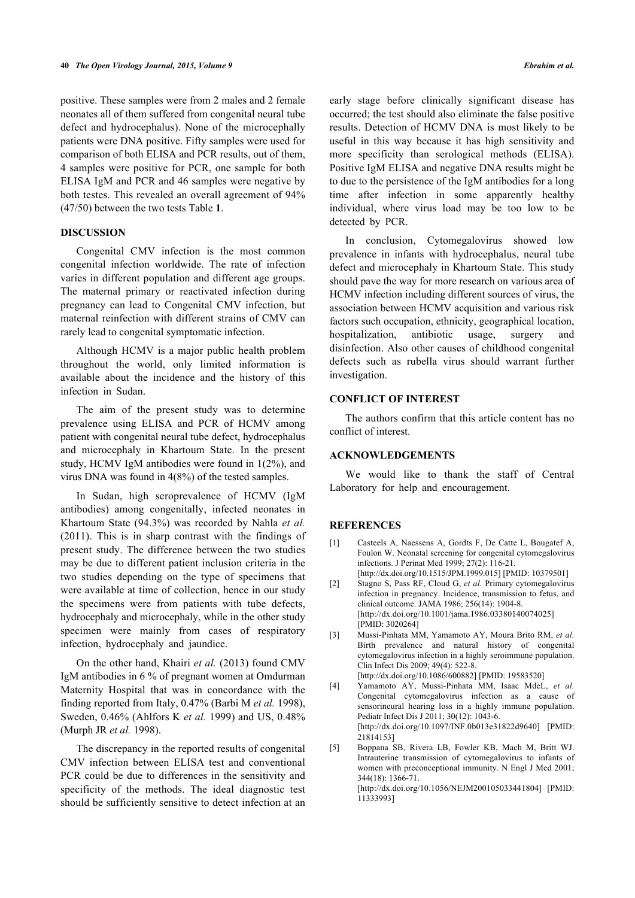positive. These samples were from 2 males and 2 female neonates all of them suffered from congenital neural tube defect and hydrocephalus). None of the microcephally patients were DNA positive. Fifty samples were used for comparison of both ELISA and PCR results, out of them, 4 samples were positive for PCR, one sample for both ELISA IgM and PCR and 46 samples were negative by both testes. This revealed an overall agreement of 94% (47/50) between the two tests Table **1**.

## DISCUSSION

Congenital CMV infection is the most common congenital infection worldwide. The rate of infection varies in different population and different age groups. The maternal primary or reactivated infection during pregnancy can lead to Congenital CMV infection, but maternal reinfection with different strains of CMV can rarely lead to congenital symptomatic infection.

Although HCMV is a major public health problem throughout the world, only limited information is available about the incidence and the history of this infection in Sudan.

The aim of the present study was to determine prevalence using ELISA and PCR of HCMV among patient with congenital neural tube defect, hydrocephalus and microcephaly in Khartoum State. In the present study, HCMV IgM antibodies were found in 1(2%), and virus DNA was found in 4(8%) of the tested samples.

In Sudan, high seroprevalence of HCMV (IgM antibodies) among congenitally, infected neonates in Khartoum State (94.3%) was recorded by Nahla *et al.* (2011). This is in sharp contrast with the findings of present study. The difference between the two studies may be due to different patient inclusion criteria in the two studies depending on the type of specimens that were available at time of collection, hence in our study the specimens were from patients with tube defects, hydrocephaly and microcephaly, while in the other study specimen were mainly from cases of respiratory infection, hydrocephaly and jaundice.

On the other hand, Khairi *et al.* (2013) found CMV IgM antibodies in 6 % of pregnant women at Omdurman Maternity Hospital that was in concordance with the finding reported from Italy, 0.47% (Barbi M *et al.* 1998), Sweden, 0.46% (Ahlfors K *et al.* 1999) and US, 0.48% (Murph JR *et al.* 1998).

The discrepancy in the reported results of congenital CMV infection between ELISA test and conventional PCR could be due to differences in the sensitivity and specificity of the methods. The ideal diagnostic test should be sufficiently sensitive to detect infection at an early stage before clinically significant disease has occurred; the test should also eliminate the false positive results. Detection of HCMV DNA is most likely to be useful in this way because it has high sensitivity and more specificity than serological methods (ELISA). Positive IgM ELISA and negative DNA results might be to due to the persistence of the IgM antibodies for a long time after infection in some apparently healthy individual, where virus load may be too low to be detected by PCR.

In conclusion, Cytomegalovirus showed low prevalence in infants with hydrocephalus, neural tube defect and microcephaly in Khartoum State. This study should pave the way for more research on various area of HCMV infection including different sources of virus, the association between HCMV acquisition and various risk factors such occupation, ethnicity, geographical location, hospitalization, antibiotic usage, surgery and disinfection. Also other causes of childhood congenital defects such as rubella virus should warrant further investigation.

## CONFLICT OF INTEREST

The authors confirm that this article content has no conflict of interest.

## ACKNOWLEDGEMENTS

We would like to thank the staff of Central Laboratory for help and encouragement.

## REFERENCES

[1] Casteels A, Naessens A, Gordts F, De Catte L, Bougatef A, Foulon W. Neonatal screening for congenital cytomegalovirus infections. J Perinat Med 1999; 27(2): 116-21. [http://dx.doi.org/10.1515/JPM.1999.015] [PMID: 10379501]

[2] Stagno S, Pass RF, Cloud G, *et al.* Primary cytomegalovirus infection in pregnancy. Incidence, transmission to fetus, and clinical outcome. JAMA 1986; 256(14): 1904-8. [http://dx.doi.org/10.1001/jama.1986.03380140074025] [PMID: 3020264]

[3] Mussi-Pinhata MM, Yamamoto AY, Moura Brito RM, *et al.* Birth prevalence and natural history of congenital cytomegalovirus infection in a highly seroimmune population. Clin Infect Dis 2009; 49(4): 522-8. [http://dx.doi.org/10.1086/600882] [PMID: 19583520]

[4] Yamamoto AY, Mussi-Pinhata MM, Isaac MdeL, *et al.* Congenital cytomegalovirus infection as a cause of sensorineural hearing loss in a highly immune population. Pediatr Infect Dis J 2011; 30(12): 1043-6. [http://dx.doi.org/10.1097/INF.0b013e31822d9640] [PMID: 21814153]

[5] Boppana SB, Rivera LB, Fowler KB, Mach M, Britt WJ. Intrauterine transmission of cytomegalovirus to infants of women with preconceptional immunity. N Engl J Med 2001; 344(18): 1366-71. [http://dx.doi.org/10.1056/NEJM200105033441804] [PMID: 11333993]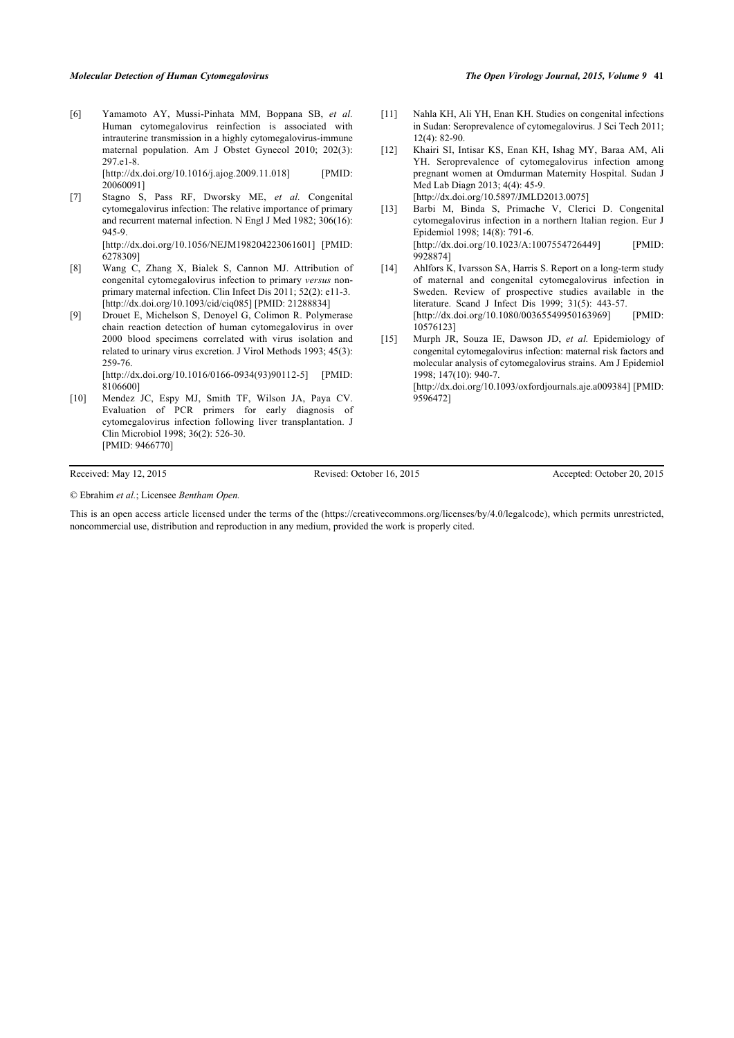[6] Yamamoto AY, Mussi-Pinhata MM, Boppana SB, *et al.* Human cytomegalovirus reinfection is associated with intrauterine transmission in a highly cytomegalovirus-immune maternal population. Am J Obstet Gynecol 2010; 202(3): 297.e1-8. [http://dx.doi.org/10.1016/j.ajog.2009.11.018] [PMID: 20060091]

[7] Stagno S, Pass RF, Dworsky ME, *et al.* Congenital cytomegalovirus infection: The relative importance of primary and recurrent maternal infection. N Engl J Med 1982; 306(16): 945-9. [http://dx.doi.org/10.1056/NEJM198204223061601] [PMID: 6278309]

[8] Wang C, Zhang X, Bialek S, Cannon MJ. Attribution of congenital cytomegalovirus infection to primary *versus* non-primary maternal infection. Clin Infect Dis 2011; 52(2): e11-3. [http://dx.doi.org/10.1093/cid/ciq085] [PMID: 21288834]

[9] Drouet E, Michelson S, Denoyel G, Colimon R. Polymerase chain reaction detection of human cytomegalovirus in over 2000 blood specimens correlated with virus isolation and related to urinary virus excretion. J Virol Methods 1993; 45(3): 259-76. [http://dx.doi.org/10.1016/0166-0934(93)90112-5] [PMID: 8106600]

[10] Mendez JC, Espy MJ, Smith TF, Wilson JA, Paya CV. Evaluation of PCR primers for early diagnosis of cytomegalovirus infection following liver transplantation. J Clin Microbiol 1998; 36(2): 526-30. [PMID: 9466770]

[11] Nahla KH, Ali YH, Enan KH. Studies on congenital infections in Sudan: Seroprevalence of cytomegalovirus. J Sci Tech 2011; 12(4): 82-90.

[12] Khairi SI, Intisar KS, Enan KH, Ishag MY, Baraa AM, Ali YH. Seroprevalence of cytomegalovirus infection among pregnant women at Omdurman Maternity Hospital. Sudan J Med Lab Diagn 2013; 4(4): 45-9. [http://dx.doi.org/10.5897/JMLD2013.0075]

[13] Barbi M, Binda S, Primache V, Clerici D. Congenital cytomegalovirus infection in a northern Italian region. Eur J Epidemiol 1998; 14(8): 791-6. [http://dx.doi.org/10.1023/A:1007554726449] [PMID: 9928874]

[14] Ahlfors K, Ivarsson SA, Harris S. Report on a long-term study of maternal and congenital cytomegalovirus infection in Sweden. Review of prospective studies available in the literature. Scand J Infect Dis 1999; 31(5): 443-57. [http://dx.doi.org/10.1080/00365549950163969] [PMID: 10576123]

[15] Murph JR, Souza IE, Dawson JD, *et al.* Epidemiology of congenital cytomegalovirus infection: maternal risk factors and molecular analysis of cytomegalovirus strains. Am J Epidemiol 1998; 147(10): 940-7. [http://dx.doi.org/10.1093/oxfordjournals.aje.a009384] [PMID: 9596472]

---

Received: May 12, 2015 Revised: October 16, 2015 Accepted: October 20, 2015

© Ebrahim *et al.*; Licensee *Bentham Open.*

This is an open access article licensed under the terms of the (https://creativecommons.org/licenses/by/4.0/legalcode), which permits unrestricted, noncommercial use, distribution and reproduction in any medium, provided the work is properly cited.